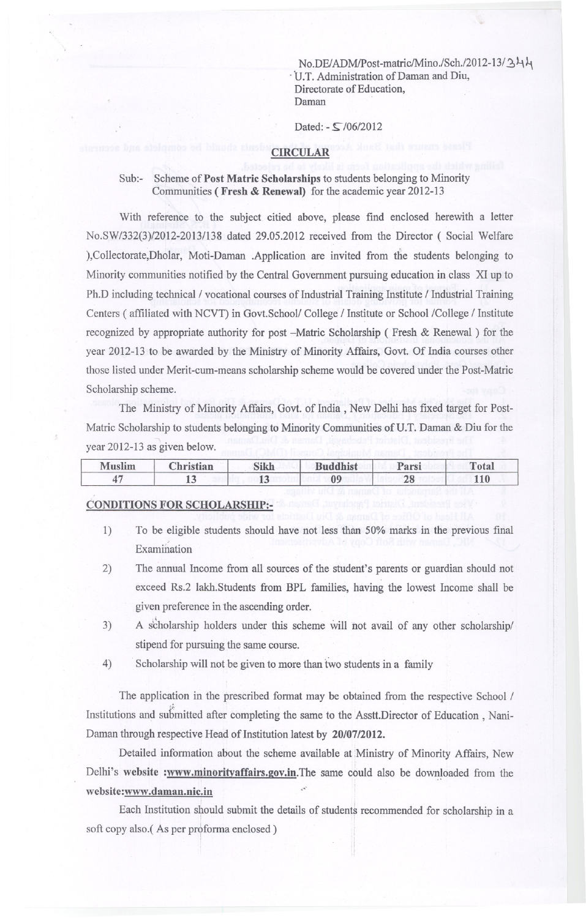No.DE/ADM/Post-matric/Mino./Sch./2012-13/344
U.T. Administration of Daman and Diu,
Directorate of Education,
Daman

Dated: - 5 /06/2012

## CIRCULAR

Sub:- Scheme of **Post Matric Scholarships** to students belonging to Minority Communities **( Fresh & Renewal)** for the academic year 2012-13

With reference to the subject citied above, please find enclosed herewith a letter No.SW/332(3)/2012-2013/138 dated 29.05.2012 received from the Director ( Social Welfare ),Collectorate,Dholar, Moti-Daman .Application are invited from the students belonging to Minority communities notified by the Central Government pursuing education in class XI up to Ph.D including technical / vocational courses of Industrial Training Institute / Industrial Training Centers ( affiliated with NCVT) in Govt.School/ College / Institute or School /College / Institute recognized by appropriate authority for post –Matric Scholarship ( Fresh & Renewal ) for the year 2012-13 to be awarded by the Ministry of Minority Affairs, Govt. Of India courses other those listed under Merit-cum-means scholarship scheme would be covered under the Post-Matric Scholarship scheme.

The Ministry of Minority Affairs, Govt. of India , New Delhi has fixed target for Post-Matric Scholarship to students belonging to Minority Communities of U.T. Daman & Diu for the year 2012-13 as given below.

| Muslim | Christian | Sikh | Buddhist | Parsi | Total |
|---|---|---|---|---|---|
| 47 | 13 | 13 | 09 | 28 | 110 |

**CONDITIONS FOR SCHOLARSHIP:-**

1) To be eligible students should have not less than 50% marks in the previous final Examination
2) The annual Income from all sources of the student's parents or guardian should not exceed Rs.2 lakh.Students from BPL families, having the lowest Income shall be given preference in the ascending order.
3) A scholarship holders under this scheme will not avail of any other scholarship/ stipend for pursuing the same course.
4) Scholarship will not be given to more than two students in a family

The application in the prescribed format may be obtained from the respective School / Institutions and submitted after completing the same to the Asstt.Director of Education , Nani-Daman through respective Head of Institution latest by **20/07/2012.**

Detailed information about the scheme available at Ministry of Minority Affairs, New Delhi's **website :www.minorityaffairs.gov.in**.The same could also be downloaded from the **website:www.daman.nic.in**

Each Institution should submit the details of students recommended for scholarship in a soft copy also.( As per proforma enclosed )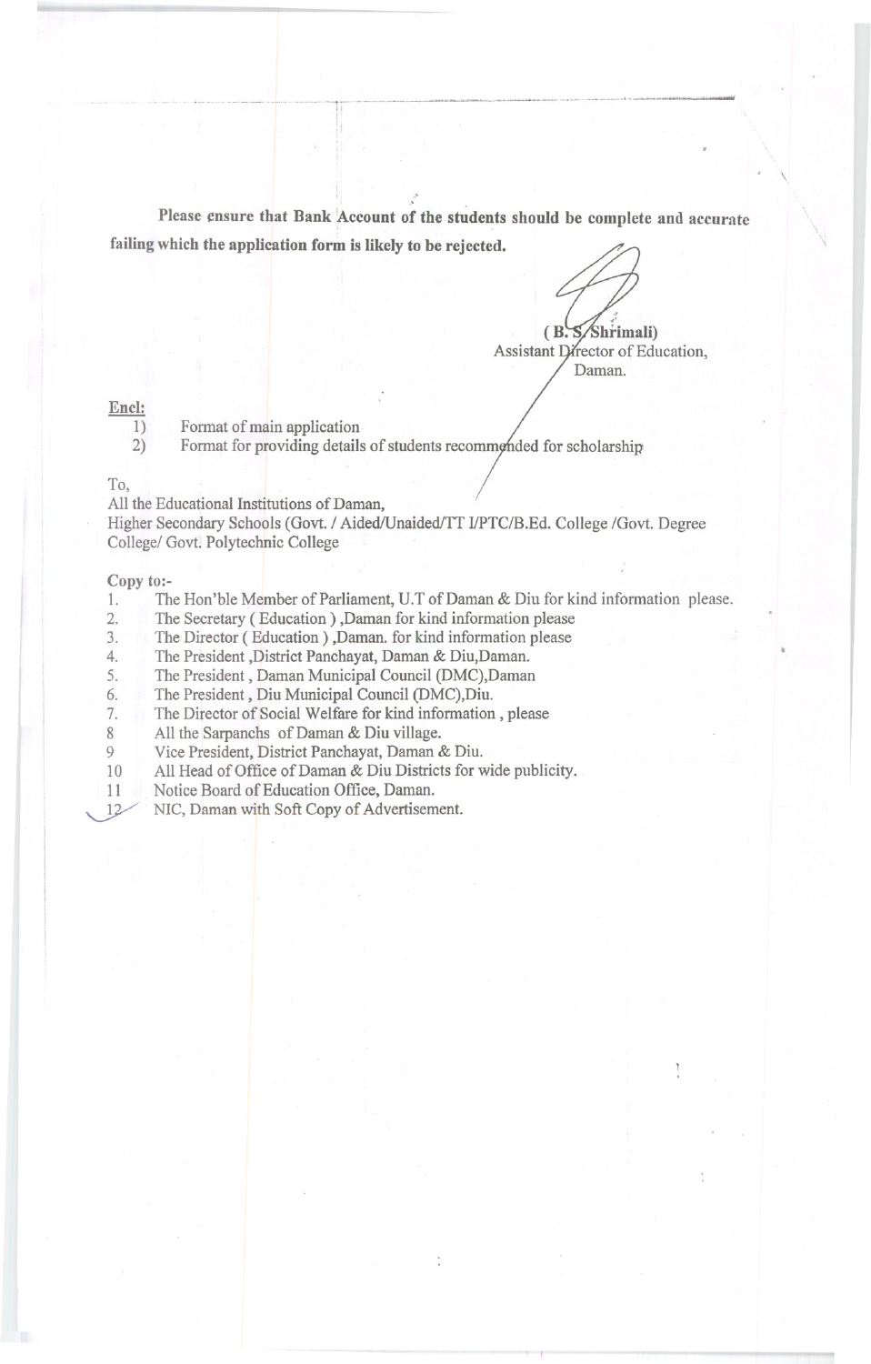**Please ensure that Bank Account of the students should be complete and accurate failing which the application form is likely to be rejected.**

(**B. S. Shrimali**)
Assistant Director of Education,
Daman.

Encl:

1) Format of main application
2) Format for providing details of students recommended for scholarship

To,
All the Educational Institutions of Daman,
Higher Secondary Schools (Govt. / Aided/Unaided/TT I/PTC/B.Ed. College /Govt. Degree College/ Govt. Polytechnic College

**Copy to:-**

1. The Hon'ble Member of Parliament, U.T of Daman & Diu for kind information please.
2. The Secretary ( Education ) ,Daman for kind information please
3. The Director ( Education ) ,Daman. for kind information please
4. The President ,District Panchayat, Daman & Diu,Daman.
5. The President , Daman Municipal Council (DMC),Daman
6. The President , Diu Municipal Council (DMC),Diu.
7. The Director of Social Welfare for kind information , please
8. All the Sarpanchs of Daman & Diu village.
9. Vice President, District Panchayat, Daman & Diu.
10. All Head of Office of Daman & Diu Districts for wide publicity.
11. Notice Board of Education Office, Daman.
12. NIC, Daman with Soft Copy of Advertisement.